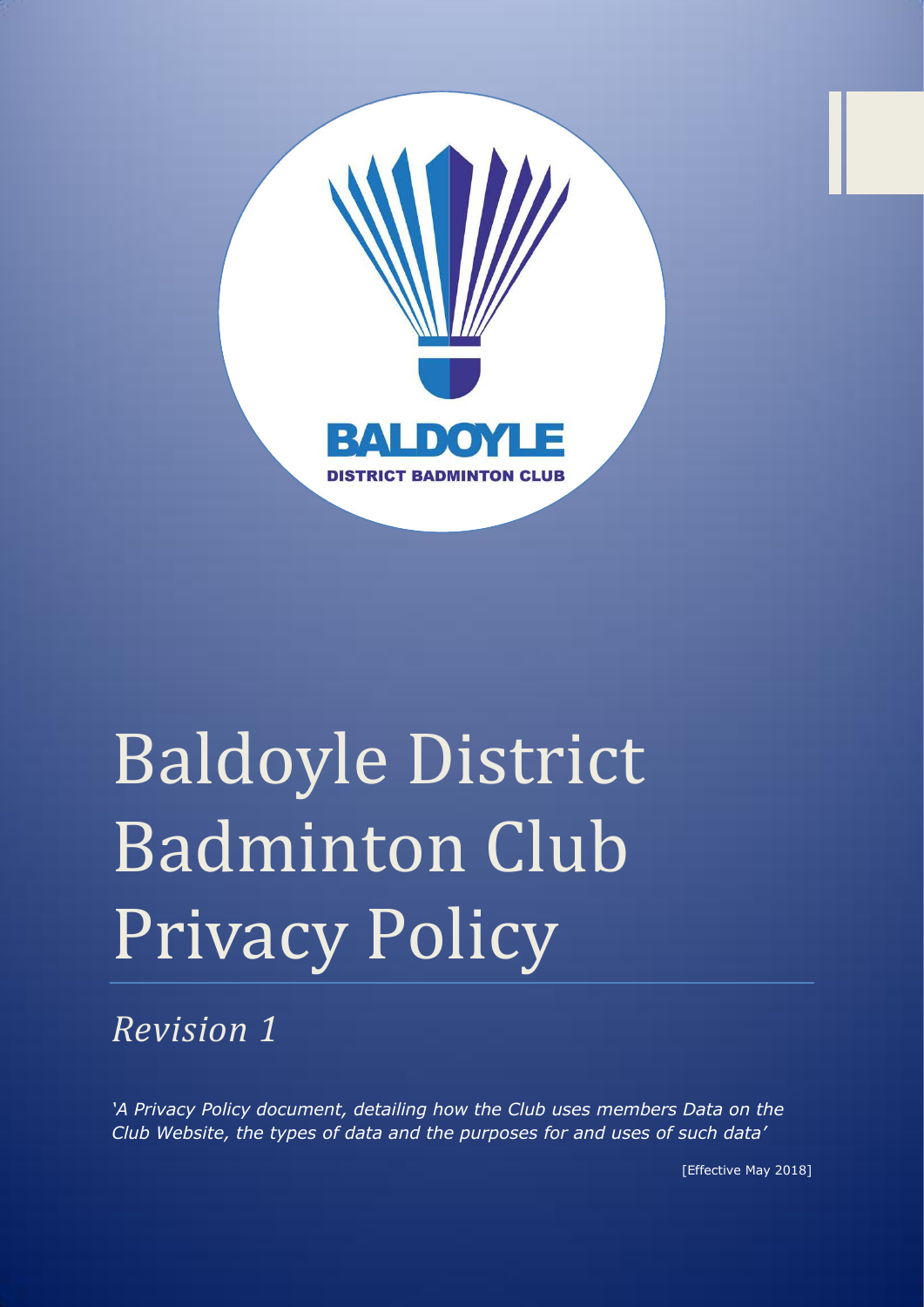# Baldoyle District Badminton Club Privacy Policy

## *Revision 1*

*'A Privacy Policy document, detailing how the Club uses members Data on the Club Website, the types of data and the purposes for and uses of such data'*

[Effective May 2018]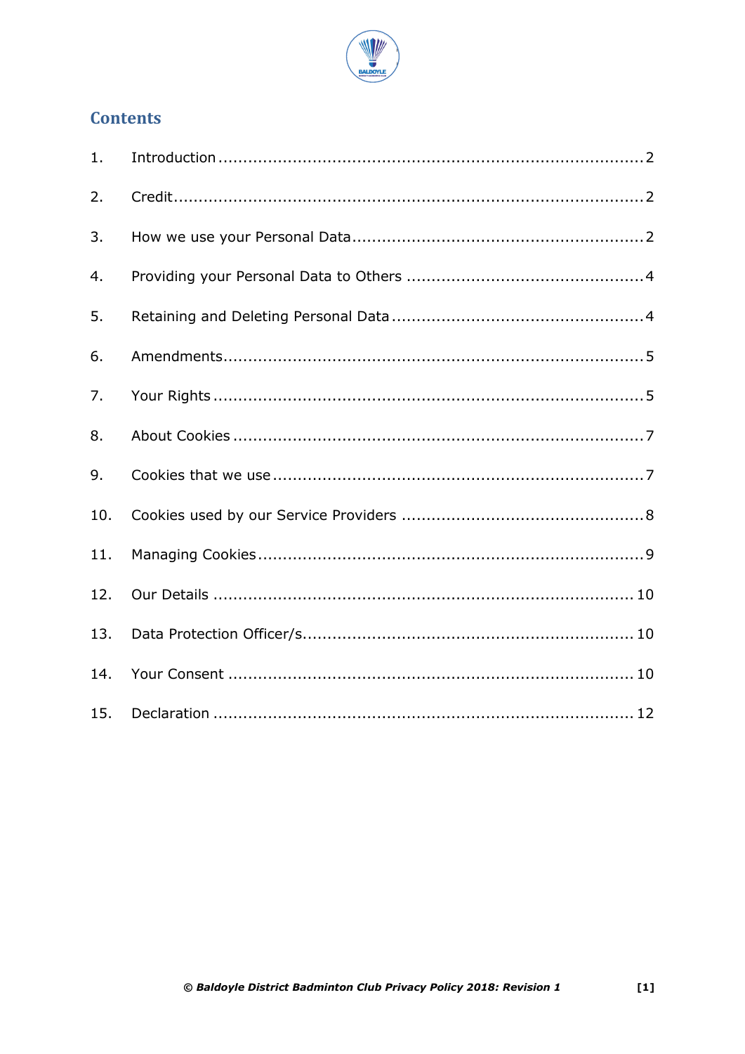## Contents

1. Introduction .......... 2
2. Credit .......... 2
3. How we use your Personal Data .......... 2
4. Providing your Personal Data to Others .......... 4
5. Retaining and Deleting Personal Data .......... 4
6. Amendments .......... 5
7. Your Rights .......... 5
8. About Cookies .......... 7
9. Cookies that we use .......... 7
10. Cookies used by our Service Providers .......... 8
11. Managing Cookies .......... 9
12. Our Details .......... 10
13. Data Protection Officer/s .......... 10
14. Your Consent .......... 10
15. Declaration .......... 12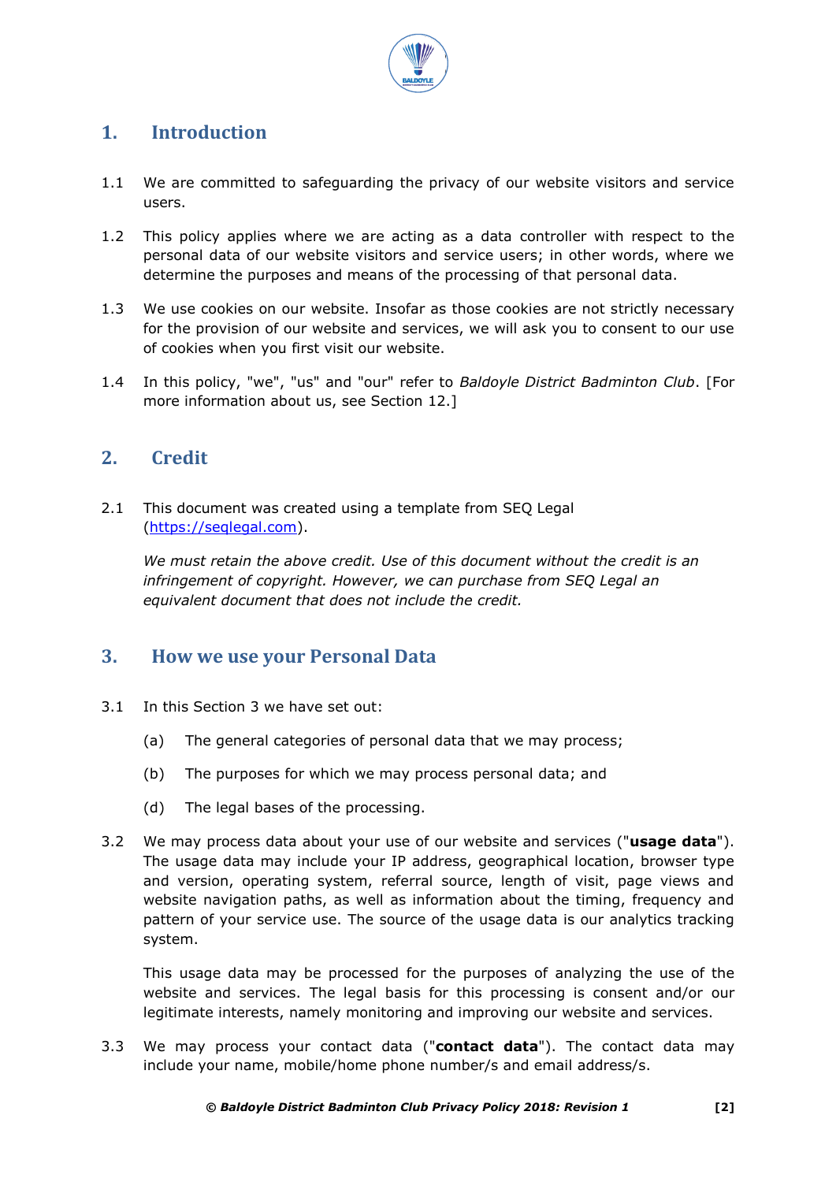## 1. Introduction

1.1 We are committed to safeguarding the privacy of our website visitors and service users.

1.2 This policy applies where we are acting as a data controller with respect to the personal data of our website visitors and service users; in other words, where we determine the purposes and means of the processing of that personal data.

1.3 We use cookies on our website. Insofar as those cookies are not strictly necessary for the provision of our website and services, we will ask you to consent to our use of cookies when you first visit our website.

1.4 In this policy, "we", "us" and "our" refer to *Baldoyle District Badminton Club*. [For more information about us, see Section 12.]

## 2. Credit

2.1 This document was created using a template from SEQ Legal ([https://seqlegal.com](https://seqlegal.com)).

*We must retain the above credit. Use of this document without the credit is an infringement of copyright. However, we can purchase from SEQ Legal an equivalent document that does not include the credit.*

## 3. How we use your Personal Data

3.1 In this Section 3 we have set out:

(a) The general categories of personal data that we may process;

(b) The purposes for which we may process personal data; and

(d) The legal bases of the processing.

3.2 We may process data about your use of our website and services ("**usage data**"). The usage data may include your IP address, geographical location, browser type and version, operating system, referral source, length of visit, page views and website navigation paths, as well as information about the timing, frequency and pattern of your service use. The source of the usage data is our analytics tracking system.

This usage data may be processed for the purposes of analyzing the use of the website and services. The legal basis for this processing is consent and/or our legitimate interests, namely monitoring and improving our website and services.

3.3 We may process your contact data ("**contact data**"). The contact data may include your name, mobile/home phone number/s and email address/s.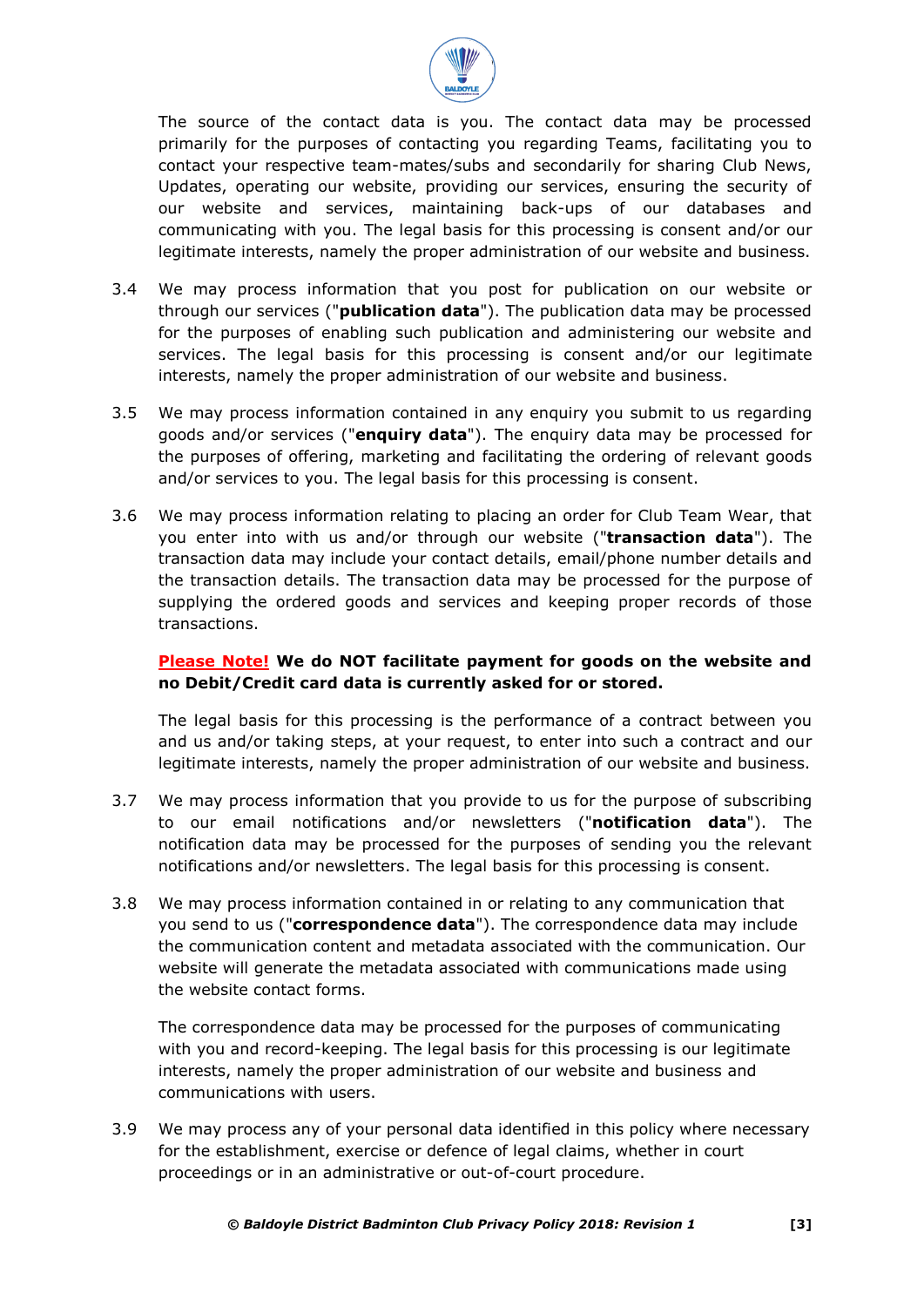The source of the contact data is you. The contact data may be processed primarily for the purposes of contacting you regarding Teams, facilitating you to contact your respective team-mates/subs and secondarily for sharing Club News, Updates, operating our website, providing our services, ensuring the security of our website and services, maintaining back-ups of our databases and communicating with you. The legal basis for this processing is consent and/or our legitimate interests, namely the proper administration of our website and business.

3.4 We may process information that you post for publication on our website or through our services ("**publication data**"). The publication data may be processed for the purposes of enabling such publication and administering our website and services. The legal basis for this processing is consent and/or our legitimate interests, namely the proper administration of our website and business.

3.5 We may process information contained in any enquiry you submit to us regarding goods and/or services ("**enquiry data**"). The enquiry data may be processed for the purposes of offering, marketing and facilitating the ordering of relevant goods and/or services to you. The legal basis for this processing is consent.

3.6 We may process information relating to placing an order for Club Team Wear, that you enter into with us and/or through our website ("**transaction data**"). The transaction data may include your contact details, email/phone number details and the transaction details. The transaction data may be processed for the purpose of supplying the ordered goods and services and keeping proper records of those transactions.

**Please Note!** **We do NOT facilitate payment for goods on the website and no Debit/Credit card data is currently asked for or stored.**

The legal basis for this processing is the performance of a contract between you and us and/or taking steps, at your request, to enter into such a contract and our legitimate interests, namely the proper administration of our website and business.

3.7 We may process information that you provide to us for the purpose of subscribing to our email notifications and/or newsletters ("**notification data**"). The notification data may be processed for the purposes of sending you the relevant notifications and/or newsletters. The legal basis for this processing is consent.

3.8 We may process information contained in or relating to any communication that you send to us ("**correspondence data**"). The correspondence data may include the communication content and metadata associated with the communication. Our website will generate the metadata associated with communications made using the website contact forms.

The correspondence data may be processed for the purposes of communicating with you and record-keeping. The legal basis for this processing is our legitimate interests, namely the proper administration of our website and business and communications with users.

3.9 We may process any of your personal data identified in this policy where necessary for the establishment, exercise or defence of legal claims, whether in court proceedings or in an administrative or out-of-court procedure.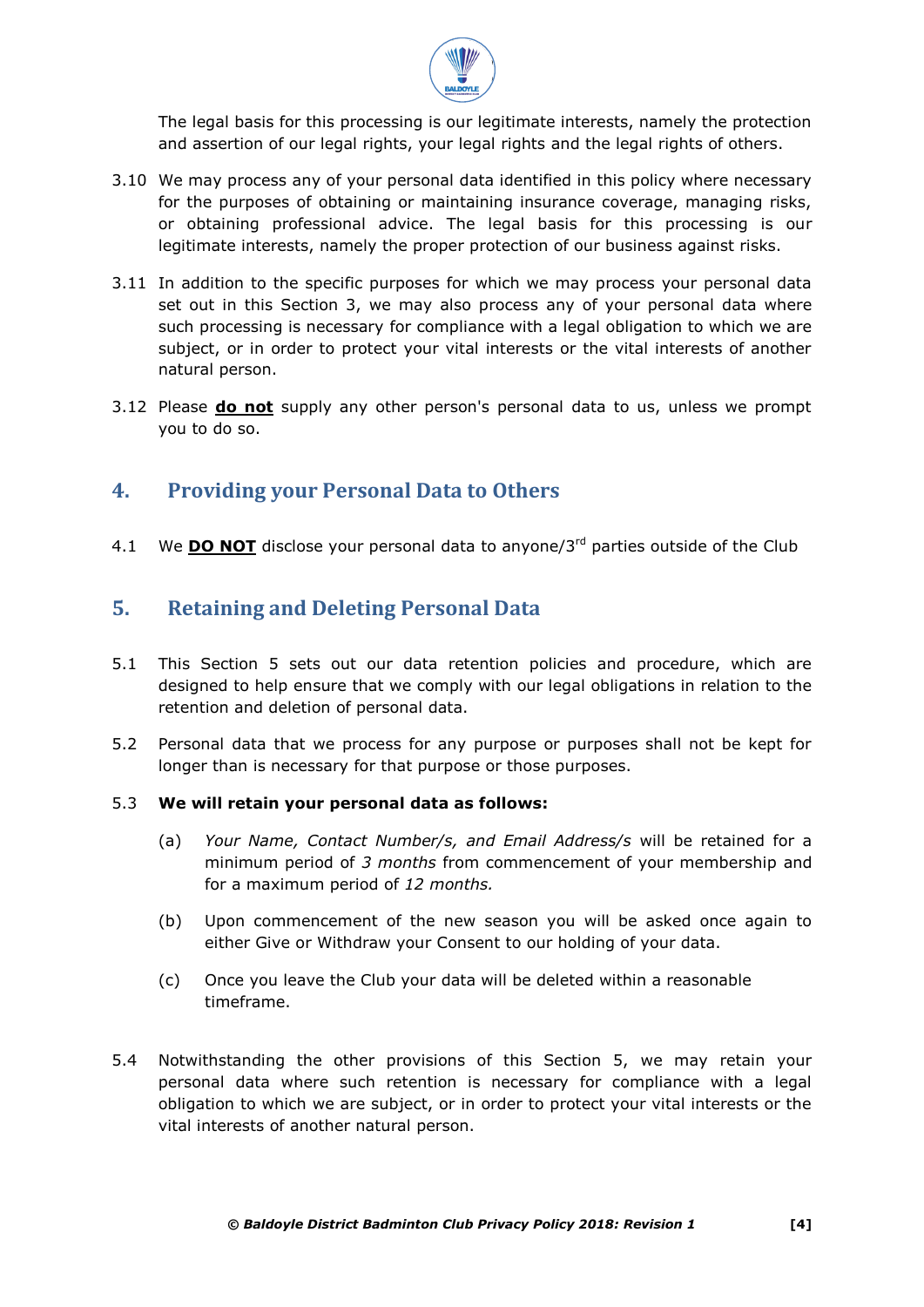The legal basis for this processing is our legitimate interests, namely the protection and assertion of our legal rights, your legal rights and the legal rights of others.

3.10 We may process any of your personal data identified in this policy where necessary for the purposes of obtaining or maintaining insurance coverage, managing risks, or obtaining professional advice. The legal basis for this processing is our legitimate interests, namely the proper protection of our business against risks.

3.11 In addition to the specific purposes for which we may process your personal data set out in this Section 3, we may also process any of your personal data where such processing is necessary for compliance with a legal obligation to which we are subject, or in order to protect your vital interests or the vital interests of another natural person.

3.12 Please **do not** supply any other person's personal data to us, unless we prompt you to do so.

## 4. Providing your Personal Data to Others

4.1 We **DO NOT** disclose your personal data to anyone/3rd parties outside of the Club

## 5. Retaining and Deleting Personal Data

5.1 This Section 5 sets out our data retention policies and procedure, which are designed to help ensure that we comply with our legal obligations in relation to the retention and deletion of personal data.

5.2 Personal data that we process for any purpose or purposes shall not be kept for longer than is necessary for that purpose or those purposes.

5.3 **We will retain your personal data as follows:**

(a) *Your Name, Contact Number/s, and Email Address/s* will be retained for a minimum period of *3 months* from commencement of your membership and for a maximum period of *12 months.*

(b) Upon commencement of the new season you will be asked once again to either Give or Withdraw your Consent to our holding of your data.

(c) Once you leave the Club your data will be deleted within a reasonable timeframe.

5.4 Notwithstanding the other provisions of this Section 5, we may retain your personal data where such retention is necessary for compliance with a legal obligation to which we are subject, or in order to protect your vital interests or the vital interests of another natural person.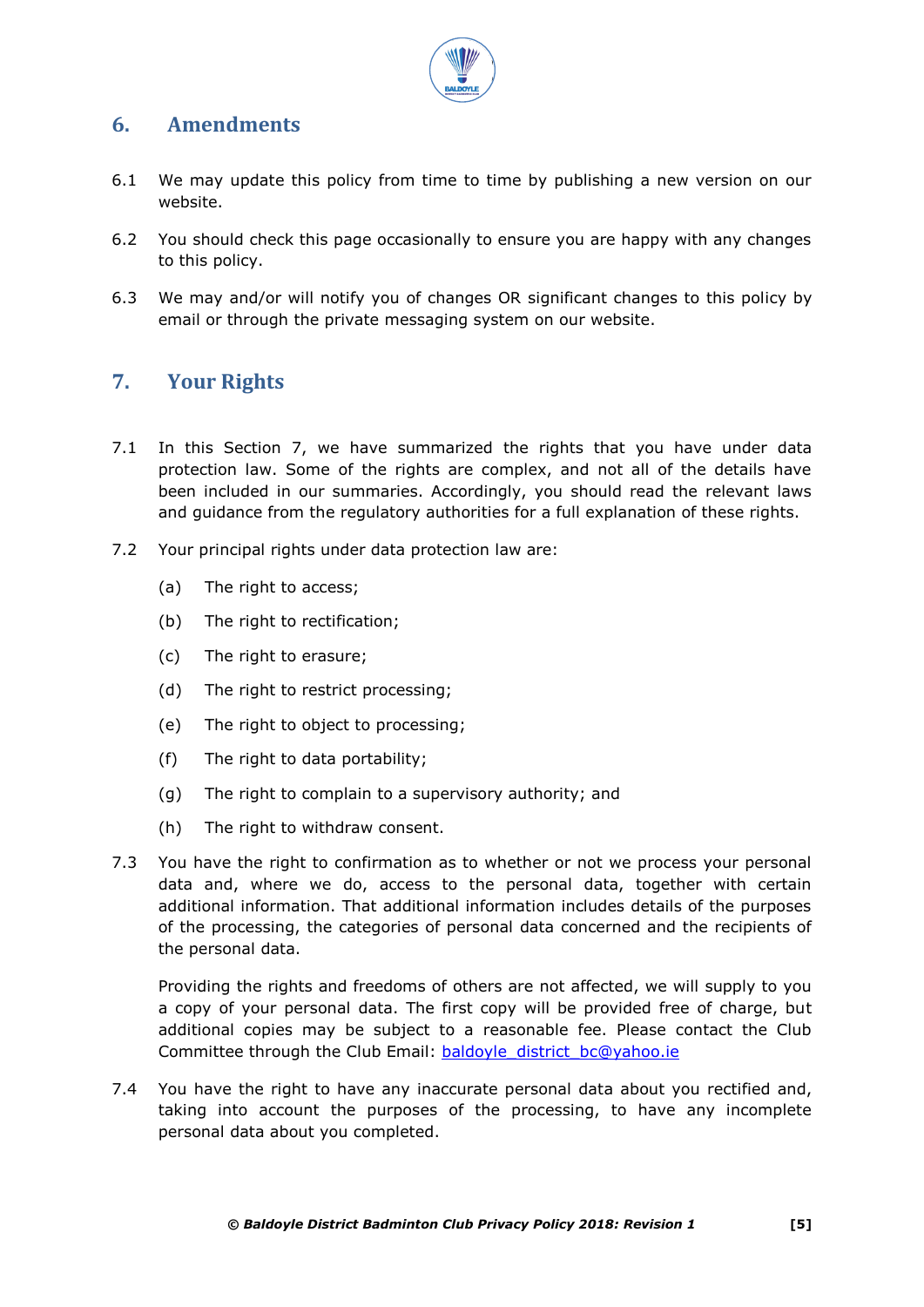## 6. Amendments

6.1 We may update this policy from time to time by publishing a new version on our website.

6.2 You should check this page occasionally to ensure you are happy with any changes to this policy.

6.3 We may and/or will notify you of changes OR significant changes to this policy by email or through the private messaging system on our website.

## 7. Your Rights

7.1 In this Section 7, we have summarized the rights that you have under data protection law. Some of the rights are complex, and not all of the details have been included in our summaries. Accordingly, you should read the relevant laws and guidance from the regulatory authorities for a full explanation of these rights.

7.2 Your principal rights under data protection law are:

(a) The right to access;

(b) The right to rectification;

(c) The right to erasure;

(d) The right to restrict processing;

(e) The right to object to processing;

(f) The right to data portability;

(g) The right to complain to a supervisory authority; and

(h) The right to withdraw consent.

7.3 You have the right to confirmation as to whether or not we process your personal data and, where we do, access to the personal data, together with certain additional information. That additional information includes details of the purposes of the processing, the categories of personal data concerned and the recipients of the personal data.

Providing the rights and freedoms of others are not affected, we will supply to you a copy of your personal data. The first copy will be provided free of charge, but additional copies may be subject to a reasonable fee. Please contact the Club Committee through the Club Email: baldoyle_district_bc@yahoo.ie

7.4 You have the right to have any inaccurate personal data about you rectified and, taking into account the purposes of the processing, to have any incomplete personal data about you completed.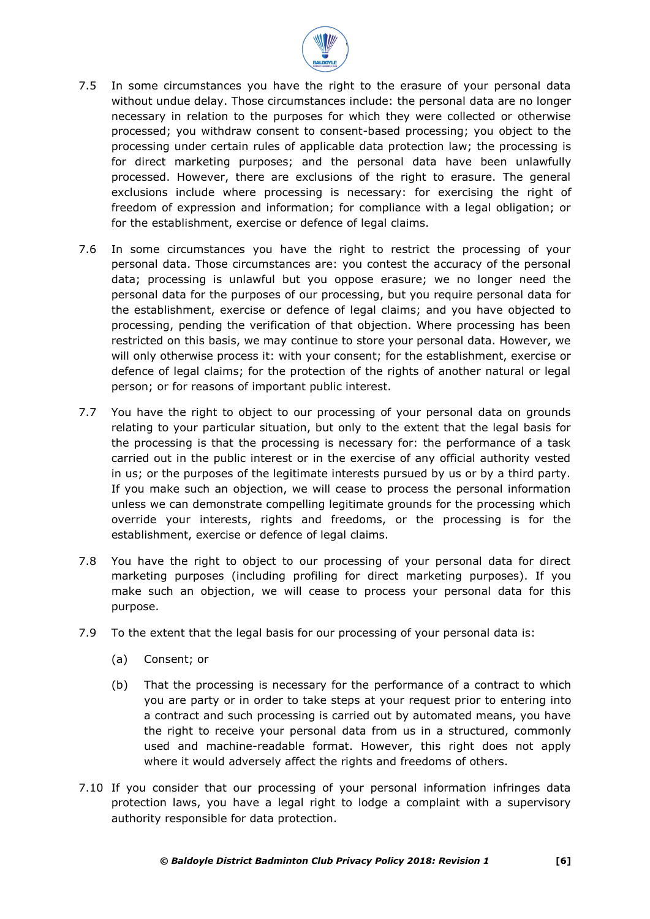7.5 In some circumstances you have the right to the erasure of your personal data without undue delay. Those circumstances include: the personal data are no longer necessary in relation to the purposes for which they were collected or otherwise processed; you withdraw consent to consent-based processing; you object to the processing under certain rules of applicable data protection law; the processing is for direct marketing purposes; and the personal data have been unlawfully processed. However, there are exclusions of the right to erasure. The general exclusions include where processing is necessary: for exercising the right of freedom of expression and information; for compliance with a legal obligation; or for the establishment, exercise or defence of legal claims.

7.6 In some circumstances you have the right to restrict the processing of your personal data. Those circumstances are: you contest the accuracy of the personal data; processing is unlawful but you oppose erasure; we no longer need the personal data for the purposes of our processing, but you require personal data for the establishment, exercise or defence of legal claims; and you have objected to processing, pending the verification of that objection. Where processing has been restricted on this basis, we may continue to store your personal data. However, we will only otherwise process it: with your consent; for the establishment, exercise or defence of legal claims; for the protection of the rights of another natural or legal person; or for reasons of important public interest.

7.7 You have the right to object to our processing of your personal data on grounds relating to your particular situation, but only to the extent that the legal basis for the processing is that the processing is necessary for: the performance of a task carried out in the public interest or in the exercise of any official authority vested in us; or the purposes of the legitimate interests pursued by us or by a third party. If you make such an objection, we will cease to process the personal information unless we can demonstrate compelling legitimate grounds for the processing which override your interests, rights and freedoms, or the processing is for the establishment, exercise or defence of legal claims.

7.8 You have the right to object to our processing of your personal data for direct marketing purposes (including profiling for direct marketing purposes). If you make such an objection, we will cease to process your personal data for this purpose.

7.9 To the extent that the legal basis for our processing of your personal data is:

(a) Consent; or

(b) That the processing is necessary for the performance of a contract to which you are party or in order to take steps at your request prior to entering into a contract and such processing is carried out by automated means, you have the right to receive your personal data from us in a structured, commonly used and machine-readable format. However, this right does not apply where it would adversely affect the rights and freedoms of others.

7.10 If you consider that our processing of your personal information infringes data protection laws, you have a legal right to lodge a complaint with a supervisory authority responsible for data protection.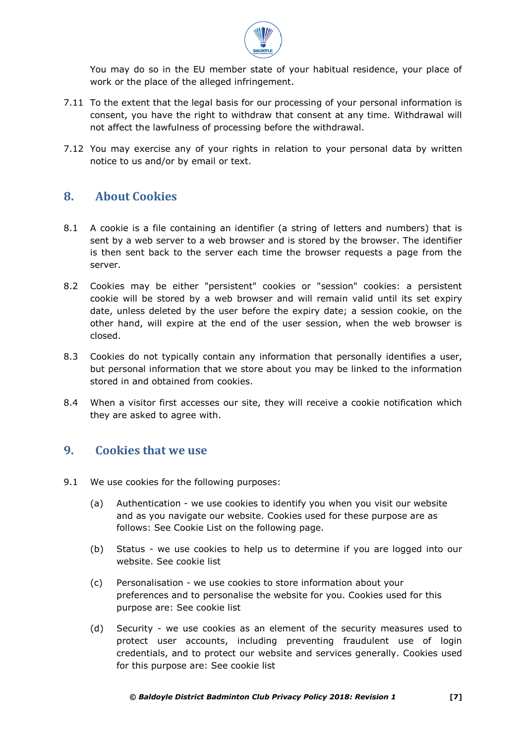You may do so in the EU member state of your habitual residence, your place of work or the place of the alleged infringement.

7.11 To the extent that the legal basis for our processing of your personal information is consent, you have the right to withdraw that consent at any time. Withdrawal will not affect the lawfulness of processing before the withdrawal.

7.12 You may exercise any of your rights in relation to your personal data by written notice to us and/or by email or text.

## 8. About Cookies

8.1 A cookie is a file containing an identifier (a string of letters and numbers) that is sent by a web server to a web browser and is stored by the browser. The identifier is then sent back to the server each time the browser requests a page from the server.

8.2 Cookies may be either "persistent" cookies or "session" cookies: a persistent cookie will be stored by a web browser and will remain valid until its set expiry date, unless deleted by the user before the expiry date; a session cookie, on the other hand, will expire at the end of the user session, when the web browser is closed.

8.3 Cookies do not typically contain any information that personally identifies a user, but personal information that we store about you may be linked to the information stored in and obtained from cookies.

8.4 When a visitor first accesses our site, they will receive a cookie notification which they are asked to agree with.

## 9. Cookies that we use

9.1 We use cookies for the following purposes:

(a) Authentication - we use cookies to identify you when you visit our website and as you navigate our website. Cookies used for these purpose are as follows: See Cookie List on the following page.

(b) Status - we use cookies to help us to determine if you are logged into our website. See cookie list

(c) Personalisation - we use cookies to store information about your preferences and to personalise the website for you. Cookies used for this purpose are: See cookie list

(d) Security - we use cookies as an element of the security measures used to protect user accounts, including preventing fraudulent use of login credentials, and to protect our website and services generally. Cookies used for this purpose are: See cookie list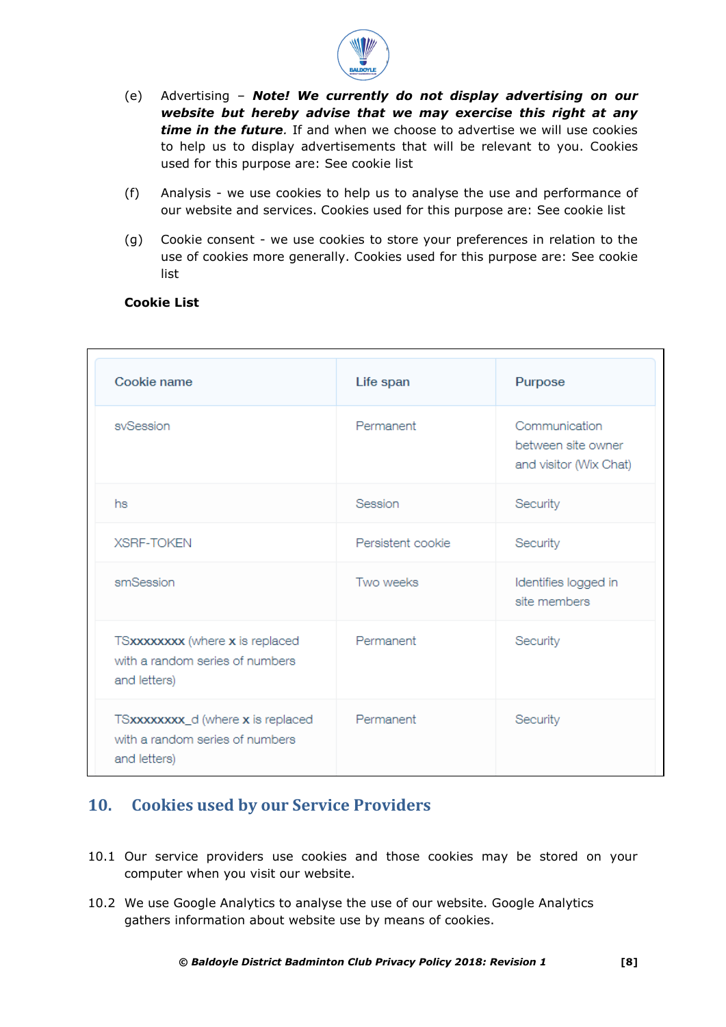(e) Advertising – ***Note! We currently do not display advertising on our website but hereby advise that we may exercise this right at any time in the future***. If and when we choose to advertise we will use cookies to help us to display advertisements that will be relevant to you. Cookies used for this purpose are: See cookie list

(f) Analysis - we use cookies to help us to analyse the use and performance of our website and services. Cookies used for this purpose are: See cookie list

(g) Cookie consent - we use cookies to store your preferences in relation to the use of cookies more generally. Cookies used for this purpose are: See cookie list

**Cookie List**

| Cookie name | Life span | Purpose |
|---|---|---|
| svSession | Permanent | Communication between site owner and visitor (Wix Chat) |
| hs | Session | Security |
| XSRF-TOKEN | Persistent cookie | Security |
| smSession | Two weeks | Identifies logged in site members |
| TS**xxxxxxxx** (where **x** is replaced with a random series of numbers and letters) | Permanent | Security |
| TS**xxxxxxxx**_d (where **x** is replaced with a random series of numbers and letters) | Permanent | Security |

## 10. Cookies used by our Service Providers

10.1 Our service providers use cookies and those cookies may be stored on your computer when you visit our website.

10.2 We use Google Analytics to analyse the use of our website. Google Analytics gathers information about website use by means of cookies.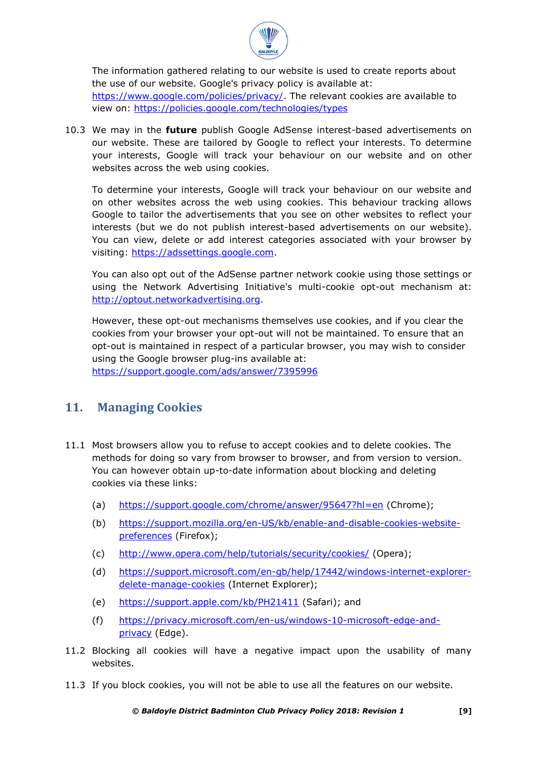The information gathered relating to our website is used to create reports about the use of our website. Google's privacy policy is available at: https://www.google.com/policies/privacy/. The relevant cookies are available to view on: https://policies.google.com/technologies/types

10.3 We may in the **future** publish Google AdSense interest-based advertisements on our website. These are tailored by Google to reflect your interests. To determine your interests, Google will track your behaviour on our website and on other websites across the web using cookies.

To determine your interests, Google will track your behaviour on our website and on other websites across the web using cookies. This behaviour tracking allows Google to tailor the advertisements that you see on other websites to reflect your interests (but we do not publish interest-based advertisements on our website). You can view, delete or add interest categories associated with your browser by visiting: https://adssettings.google.com.

You can also opt out of the AdSense partner network cookie using those settings or using the Network Advertising Initiative's multi-cookie opt-out mechanism at: http://optout.networkadvertising.org.

However, these opt-out mechanisms themselves use cookies, and if you clear the cookies from your browser your opt-out will not be maintained. To ensure that an opt-out is maintained in respect of a particular browser, you may wish to consider using the Google browser plug-ins available at: https://support.google.com/ads/answer/7395996

## 11. Managing Cookies

11.1 Most browsers allow you to refuse to accept cookies and to delete cookies. The methods for doing so vary from browser to browser, and from version to version. You can however obtain up-to-date information about blocking and deleting cookies via these links:

(a) https://support.google.com/chrome/answer/95647?hl=en (Chrome);

(b) https://support.mozilla.org/en-US/kb/enable-and-disable-cookies-website-preferences (Firefox);

(c) http://www.opera.com/help/tutorials/security/cookies/ (Opera);

(d) https://support.microsoft.com/en-gb/help/17442/windows-internet-explorer-delete-manage-cookies (Internet Explorer);

(e) https://support.apple.com/kb/PH21411 (Safari); and

(f) https://privacy.microsoft.com/en-us/windows-10-microsoft-edge-and-privacy (Edge).

11.2 Blocking all cookies will have a negative impact upon the usability of many websites.

11.3 If you block cookies, you will not be able to use all the features on our website.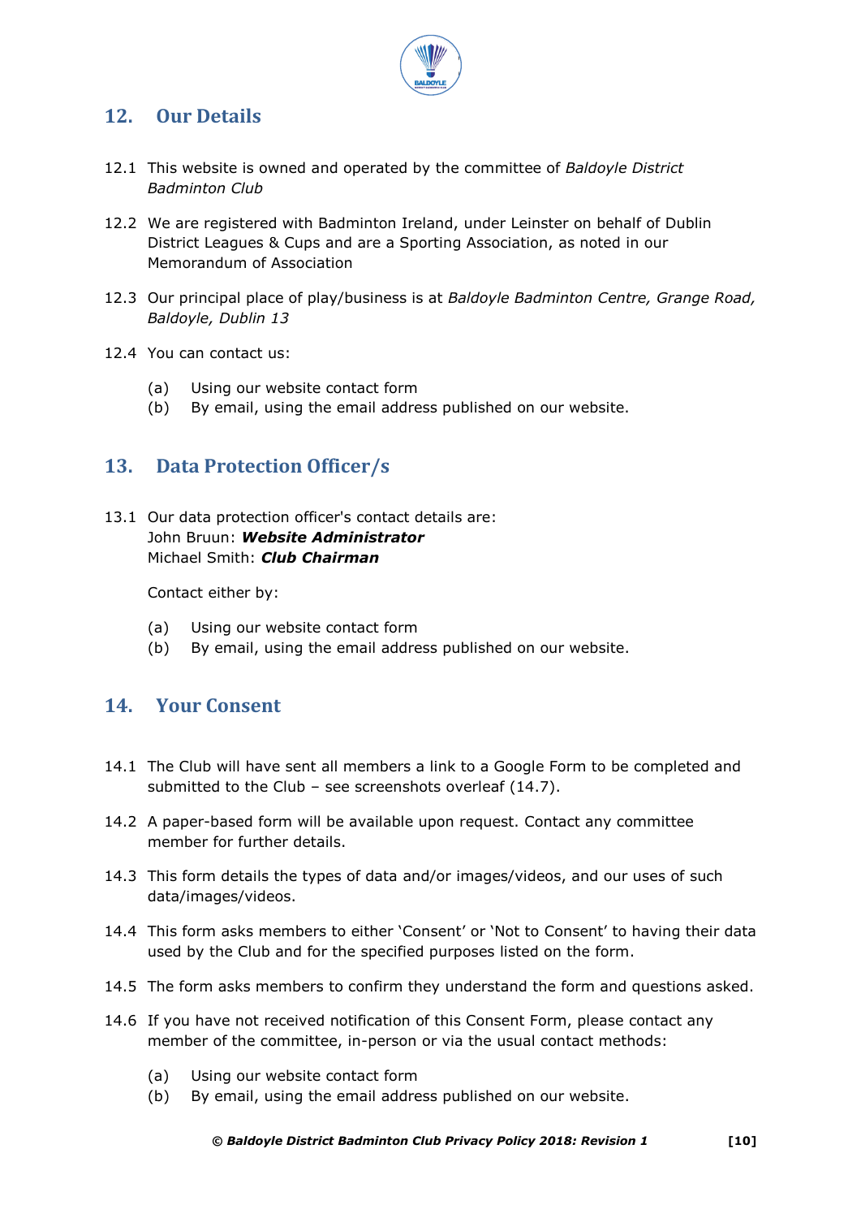## 12. Our Details

12.1 This website is owned and operated by the committee of *Baldoyle District Badminton Club*

12.2 We are registered with Badminton Ireland, under Leinster on behalf of Dublin District Leagues & Cups and are a Sporting Association, as noted in our Memorandum of Association

12.3 Our principal place of play/business is at *Baldoyle Badminton Centre, Grange Road, Baldoyle, Dublin 13*

12.4 You can contact us:

- (a) Using our website contact form
- (b) By email, using the email address published on our website.

## 13. Data Protection Officer/s

13.1 Our data protection officer's contact details are:
John Bruun: ***Website Administrator***
Michael Smith: ***Club Chairman***

Contact either by:

- (a) Using our website contact form
- (b) By email, using the email address published on our website.

## 14. Your Consent

14.1 The Club will have sent all members a link to a Google Form to be completed and submitted to the Club – see screenshots overleaf (14.7).

14.2 A paper-based form will be available upon request. Contact any committee member for further details.

14.3 This form details the types of data and/or images/videos, and our uses of such data/images/videos.

14.4 This form asks members to either 'Consent' or 'Not to Consent' to having their data used by the Club and for the specified purposes listed on the form.

14.5 The form asks members to confirm they understand the form and questions asked.

14.6 If you have not received notification of this Consent Form, please contact any member of the committee, in-person or via the usual contact methods:

- (a) Using our website contact form
- (b) By email, using the email address published on our website.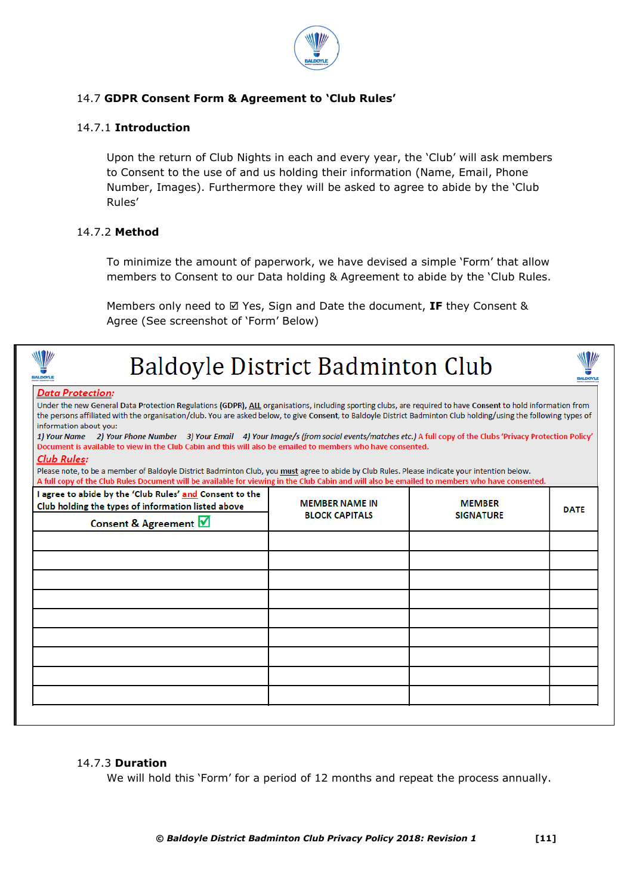### 14.7 **GDPR Consent Form & Agreement to 'Club Rules'**

#### 14.7.1 **Introduction**

Upon the return of Club Nights in each and every year, the 'Club' will ask members to Consent to the use of and us holding their information (Name, Email, Phone Number, Images). Furthermore they will be asked to agree to abide by the 'Club Rules'

#### 14.7.2 **Method**

To minimize the amount of paperwork, we have devised a simple 'Form' that allow members to Consent to our Data holding & Agreement to abide by the 'Club Rules.

Members only need to ☑ Yes, Sign and Date the document, **IF** they Consent & Agree (See screenshot of 'Form' Below)

# Baldoyle District Badminton Club

***Data Protection:***

Under the new General Data Protection Regulations **(GDPR)**, **ALL** organisations, including sporting clubs, are required to have **Consent** to hold information from the persons affiliated with the organisation/club. You are asked below, to give **Consent**, to Baldoyle District Badminton Club holding/using the following types of information about you:

*1) Your Name 2) Your Phone Number 3) Your Email 4) Your Image/s (from social events/matches etc.)* A full copy of the Clubs 'Privacy Protection Policy' Document is available to view in the Club Cabin and this will also be emailed to members who have consented.

***Club Rules:***

Please note, to be a member of Baldoyle District Badminton Club, you **must** agree to abide by Club Rules. Please indicate your intention below.
A full copy of the Club Rules Document will be available for viewing in the Club Cabin and will also be emailed to members who have consented.

| I agree to abide by the 'Club Rules' and Consent to the Club holding the types of information listed above<br>Consent & Agreement ☑ | MEMBER NAME IN BLOCK CAPITALS | MEMBER SIGNATURE | DATE |
|---|---|---|---|
| | | | |
| | | | |
| | | | |
| | | | |
| | | | |
| | | | |
| | | | |
| | | | |
| | | | |

#### 14.7.3 **Duration**

We will hold this 'Form' for a period of 12 months and repeat the process annually.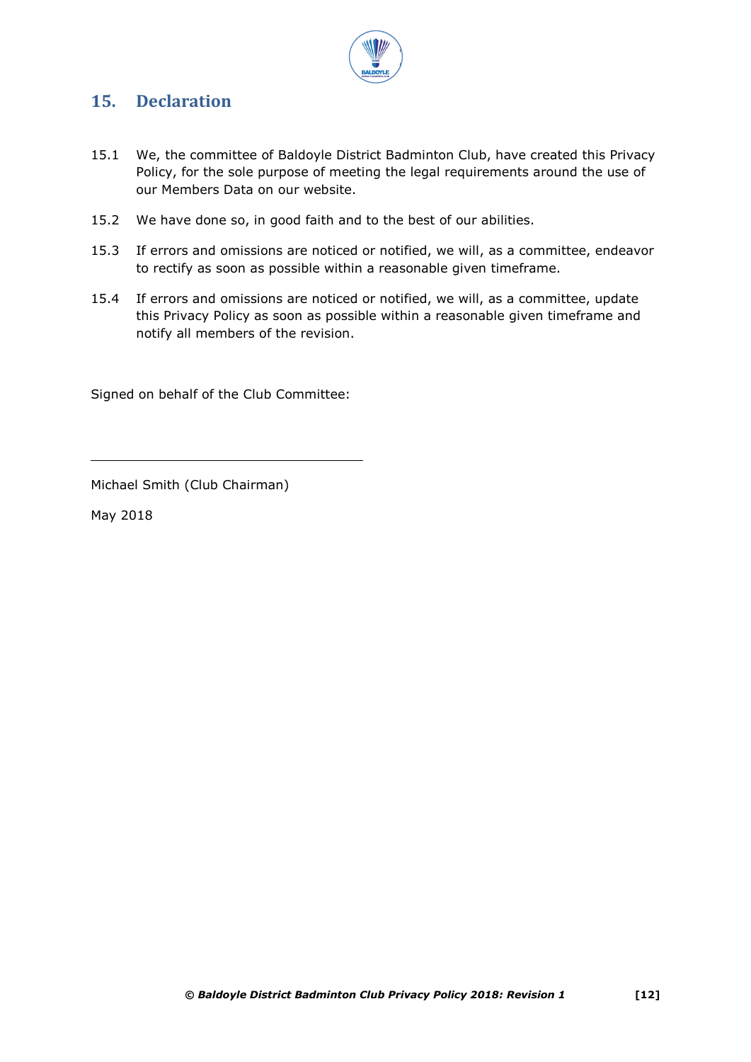## 15. Declaration

15.1 We, the committee of Baldoyle District Badminton Club, have created this Privacy Policy, for the sole purpose of meeting the legal requirements around the use of our Members Data on our website.

15.2 We have done so, in good faith and to the best of our abilities.

15.3 If errors and omissions are noticed or notified, we will, as a committee, endeavor to rectify as soon as possible within a reasonable given timeframe.

15.4 If errors and omissions are noticed or notified, we will, as a committee, update this Privacy Policy as soon as possible within a reasonable given timeframe and notify all members of the revision.

Signed on behalf of the Club Committee:

\_\_\_\_\_\_\_\_\_\_\_\_\_\_\_\_\_\_\_\_\_\_\_\_\_\_\_\_\_\_\_\_\_\_\_\_

Michael Smith (Club Chairman)

May 2018